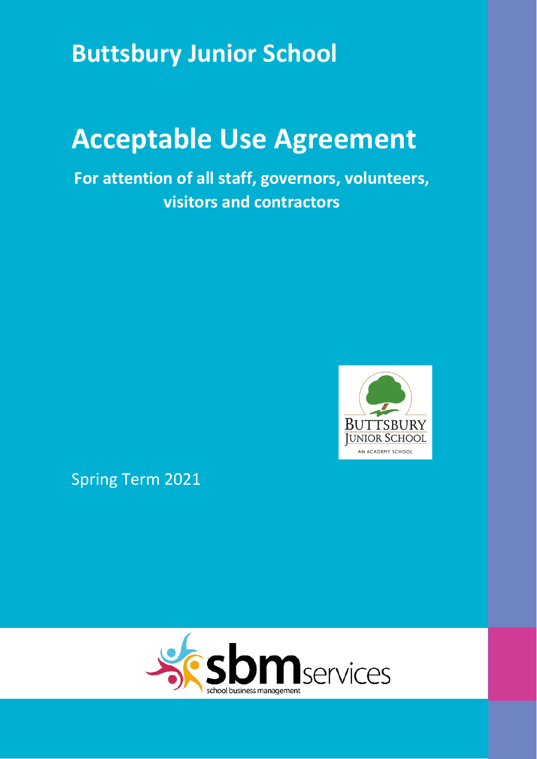# Buttsbury Junior School

# Acceptable Use Agreement

**For attention of all staff, governors, volunteers, visitors and contractors**

Spring Term 2021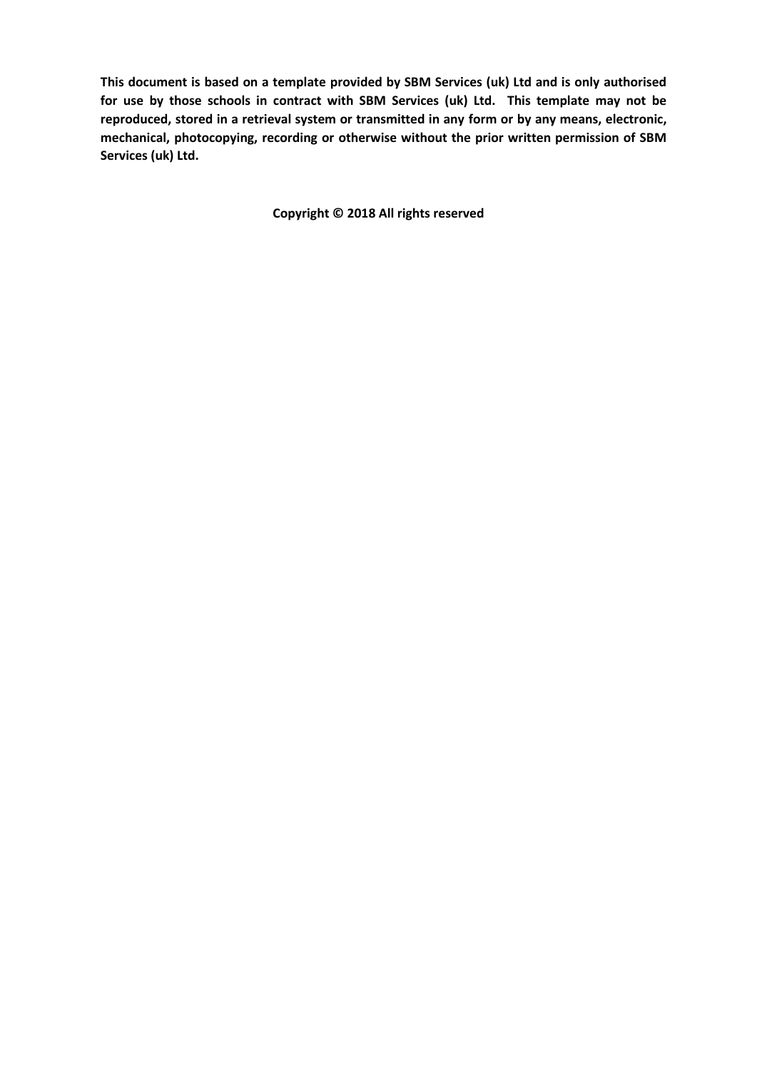**This document is based on a template provided by SBM Services (uk) Ltd and is only authorised for use by those schools in contract with SBM Services (uk) Ltd. This template may not be reproduced, stored in a retrieval system or transmitted in any form or by any means, electronic, mechanical, photocopying, recording or otherwise without the prior written permission of SBM Services (uk) Ltd.**

**Copyright © 2018 All rights reserved**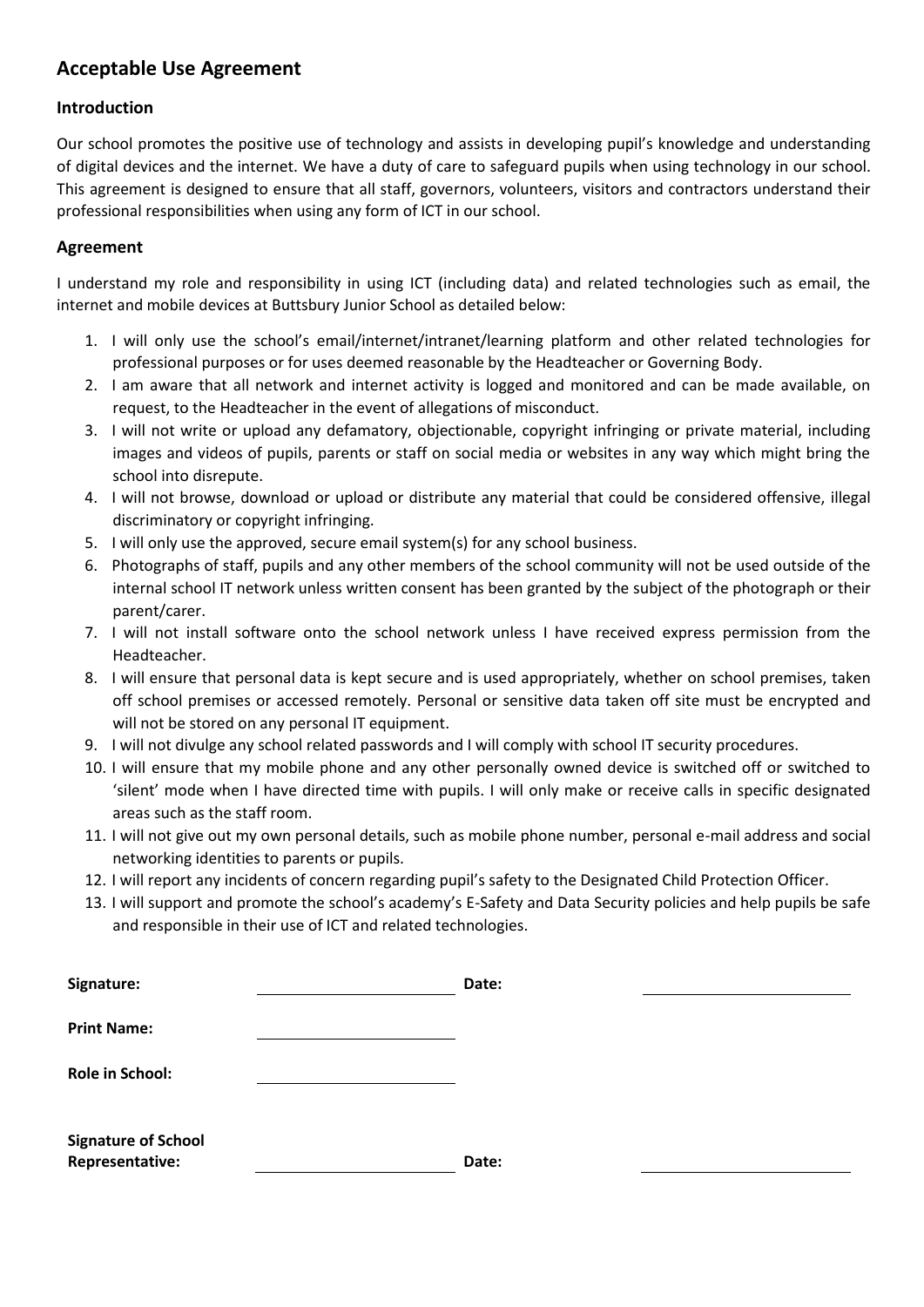## Acceptable Use Agreement

### Introduction

Our school promotes the positive use of technology and assists in developing pupil's knowledge and understanding of digital devices and the internet. We have a duty of care to safeguard pupils when using technology in our school. This agreement is designed to ensure that all staff, governors, volunteers, visitors and contractors understand their professional responsibilities when using any form of ICT in our school.

### Agreement

I understand my role and responsibility in using ICT (including data) and related technologies such as email, the internet and mobile devices at Buttsbury Junior School as detailed below:

1. I will only use the school's email/internet/intranet/learning platform and other related technologies for professional purposes or for uses deemed reasonable by the Headteacher or Governing Body.
2. I am aware that all network and internet activity is logged and monitored and can be made available, on request, to the Headteacher in the event of allegations of misconduct.
3. I will not write or upload any defamatory, objectionable, copyright infringing or private material, including images and videos of pupils, parents or staff on social media or websites in any way which might bring the school into disrepute.
4. I will not browse, download or upload or distribute any material that could be considered offensive, illegal discriminatory or copyright infringing.
5. I will only use the approved, secure email system(s) for any school business.
6. Photographs of staff, pupils and any other members of the school community will not be used outside of the internal school IT network unless written consent has been granted by the subject of the photograph or their parent/carer.
7. I will not install software onto the school network unless I have received express permission from the Headteacher.
8. I will ensure that personal data is kept secure and is used appropriately, whether on school premises, taken off school premises or accessed remotely. Personal or sensitive data taken off site must be encrypted and will not be stored on any personal IT equipment.
9. I will not divulge any school related passwords and I will comply with school IT security procedures.
10. I will ensure that my mobile phone and any other personally owned device is switched off or switched to 'silent' mode when I have directed time with pupils. I will only make or receive calls in specific designated areas such as the staff room.
11. I will not give out my own personal details, such as mobile phone number, personal e-mail address and social networking identities to parents or pupils.
12. I will report any incidents of concern regarding pupil's safety to the Designated Child Protection Officer.
13. I will support and promote the school's academy's E-Safety and Data Security policies and help pupils be safe and responsible in their use of ICT and related technologies.

**Signature:** \_\_\_\_\_\_\_\_\_\_\_\_\_\_\_\_\_\_\_\_ **Date:** \_\_\_\_\_\_\_\_\_\_\_\_\_\_\_\_\_\_\_\_

**Print Name:** \_\_\_\_\_\_\_\_\_\_\_\_\_\_\_\_\_\_\_\_

**Role in School:** \_\_\_\_\_\_\_\_\_\_\_\_\_\_\_\_\_\_\_\_

**Signature of School Representative:** \_\_\_\_\_\_\_\_\_\_\_\_\_\_\_\_\_\_\_\_ **Date:** \_\_\_\_\_\_\_\_\_\_\_\_\_\_\_\_\_\_\_\_